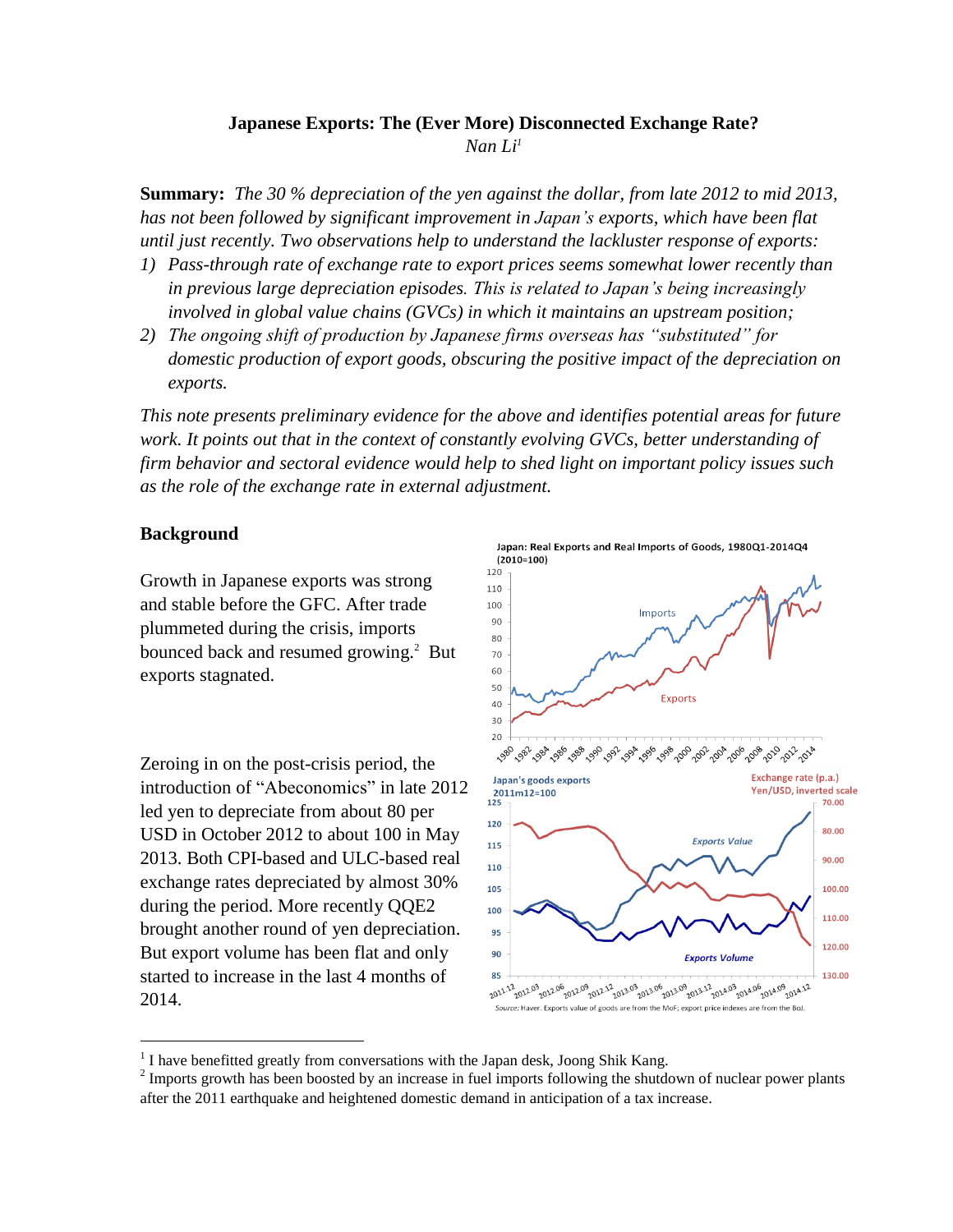**Japanese Exports: The (Ever More) Disconnected Exchange Rate?**

*Nan Li*[1]

**Summary:** *The 30 % depreciation of the yen against the dollar, from late 2012 to mid 2013, has not been followed by significant improvement in Japan's exports, which have been flat until just recently. Two observations help to understand the lackluster response of exports:*

1) *Pass-through rate of exchange rate to export prices seems somewhat lower recently than in previous large depreciation episodes. This is related to Japan's being increasingly involved in global value chains (GVCs) in which it maintains an upstream position;*
2) *The ongoing shift of production by Japanese firms overseas has "substituted" for domestic production of export goods, obscuring the positive impact of the depreciation on exports.*

*This note presents preliminary evidence for the above and identifies potential areas for future work. It points out that in the context of constantly evolving GVCs, better understanding of firm behavior and sectoral evidence would help to shed light on important policy issues such as the role of the exchange rate in external adjustment.*

## Background

Growth in Japanese exports was strong and stable before the GFC. After trade plummeted during the crisis, imports bounced back and resumed growing.[2] But exports stagnated.

Zeroing in on the post-crisis period, the introduction of "Abeconomics" in late 2012 led yen to depreciate from about 80 per USD in October 2012 to about 100 in May 2013. Both CPI-based and ULC-based real exchange rates depreciated by almost 30% during the period. More recently QQE2 brought another round of yen depreciation. But export volume has been flat and only started to increase in the last 4 months of 2014.

Japan: Real Exports and Real Imports of Goods, 1980Q1-2014Q4 (2010=100)

Japan's goods exports 2011m12=100; Exchange rate (p.a.) Yen/USD, inverted scale

*Source:* Haver. Exports value of goods are from the MoF; export price indexes are from the BoJ.

---

[1] I have benefitted greatly from conversations with the Japan desk, Joong Shik Kang.

[2] Imports growth has been boosted by an increase in fuel imports following the shutdown of nuclear power plants after the 2011 earthquake and heightened domestic demand in anticipation of a tax increase.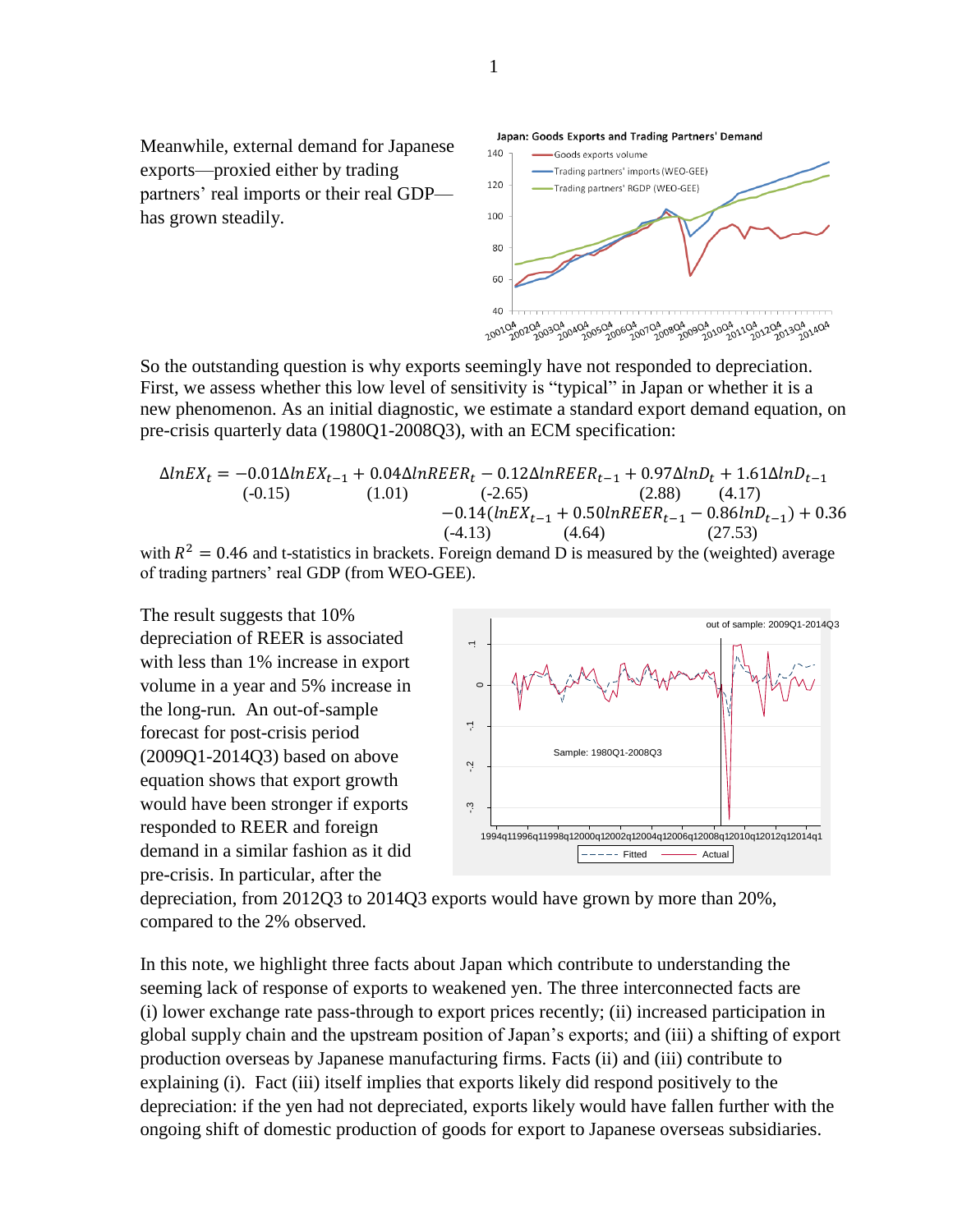Meanwhile, external demand for Japanese exports—proxied either by trading partners' real imports or their real GDP—has grown steadily.

So the outstanding question is why exports seemingly have not responded to depreciation. First, we assess whether this low level of sensitivity is "typical" in Japan or whether it is a new phenomenon. As an initial diagnostic, we estimate a standard export demand equation, on pre-crisis quarterly data (1980Q1-2008Q3), with an ECM specification:

$$
\begin{aligned}
\Delta lnEX_t = & \underset{(-0.15)}{-0.01}\Delta lnEX_{t-1} + \underset{(1.01)}{0.04}\Delta lnREER_t - \underset{(-2.65)}{0.12}\Delta lnREER_{t-1} + \underset{(2.88)}{0.97}\Delta lnD_t + \underset{(4.17)}{1.61}\Delta lnD_{t-1} \\
& \underset{(-4.13)}{-0.14}(lnEX_{t-1} + \underset{(4.64)}{0.50}lnREER_{t-1} - \underset{(27.53)}{0.86}lnD_{t-1}) + 0.36
\end{aligned}
$$

with $R^2 = 0.46$ and t-statistics in brackets. Foreign demand D is measured by the (weighted) average of trading partners' real GDP (from WEO-GEE).

The result suggests that 10% depreciation of REER is associated with less than 1% increase in export volume in a year and 5% increase in the long-run. An out-of-sample forecast for post-crisis period (2009Q1-2014Q3) based on above equation shows that export growth would have been stronger if exports responded to REER and foreign demand in a similar fashion as it did pre-crisis. In particular, after the depreciation, from 2012Q3 to 2014Q3 exports would have grown by more than 20%, compared to the 2% observed.

In this note, we highlight three facts about Japan which contribute to understanding the seeming lack of response of exports to weakened yen. The three interconnected facts are (i) lower exchange rate pass-through to export prices recently; (ii) increased participation in global supply chain and the upstream position of Japan's exports; and (iii) a shifting of export production overseas by Japanese manufacturing firms. Facts (ii) and (iii) contribute to explaining (i). Fact (iii) itself implies that exports likely did respond positively to the depreciation: if the yen had not depreciated, exports likely would have fallen further with the ongoing shift of domestic production of goods for export to Japanese overseas subsidiaries.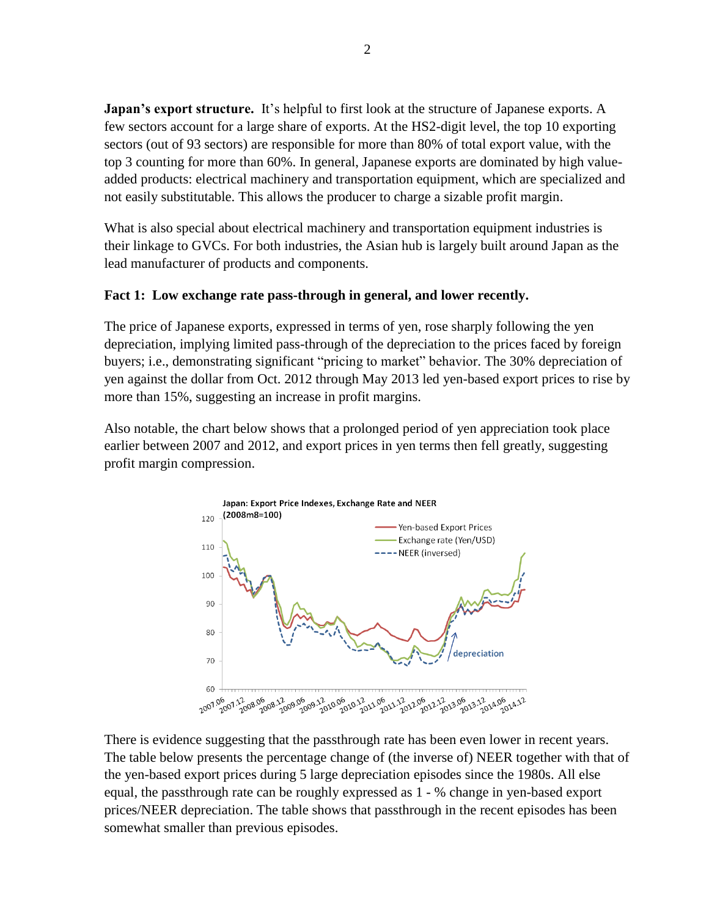**Japan's export structure.** It's helpful to first look at the structure of Japanese exports. A few sectors account for a large share of exports. At the HS2-digit level, the top 10 exporting sectors (out of 93 sectors) are responsible for more than 80% of total export value, with the top 3 counting for more than 60%. In general, Japanese exports are dominated by high value-added products: electrical machinery and transportation equipment, which are specialized and not easily substitutable. This allows the producer to charge a sizable profit margin.

What is also special about electrical machinery and transportation equipment industries is their linkage to GVCs. For both industries, the Asian hub is largely built around Japan as the lead manufacturer of products and components.

**Fact 1: Low exchange rate pass-through in general, and lower recently.**

The price of Japanese exports, expressed in terms of yen, rose sharply following the yen depreciation, implying limited pass-through of the depreciation to the prices faced by foreign buyers; i.e., demonstrating significant "pricing to market" behavior. The 30% depreciation of yen against the dollar from Oct. 2012 through May 2013 led yen-based export prices to rise by more than 15%, suggesting an increase in profit margins.

Also notable, the chart below shows that a prolonged period of yen appreciation took place earlier between 2007 and 2012, and export prices in yen terms then fell greatly, suggesting profit margin compression.

Japan: Export Price Indexes, Exchange Rate and NEER (2008m8=100)

There is evidence suggesting that the passthrough rate has been even lower in recent years. The table below presents the percentage change of (the inverse of) NEER together with that of the yen-based export prices during 5 large depreciation episodes since the 1980s. All else equal, the passthrough rate can be roughly expressed as 1 - % change in yen-based export prices/NEER depreciation. The table shows that passthrough in the recent episodes has been somewhat smaller than previous episodes.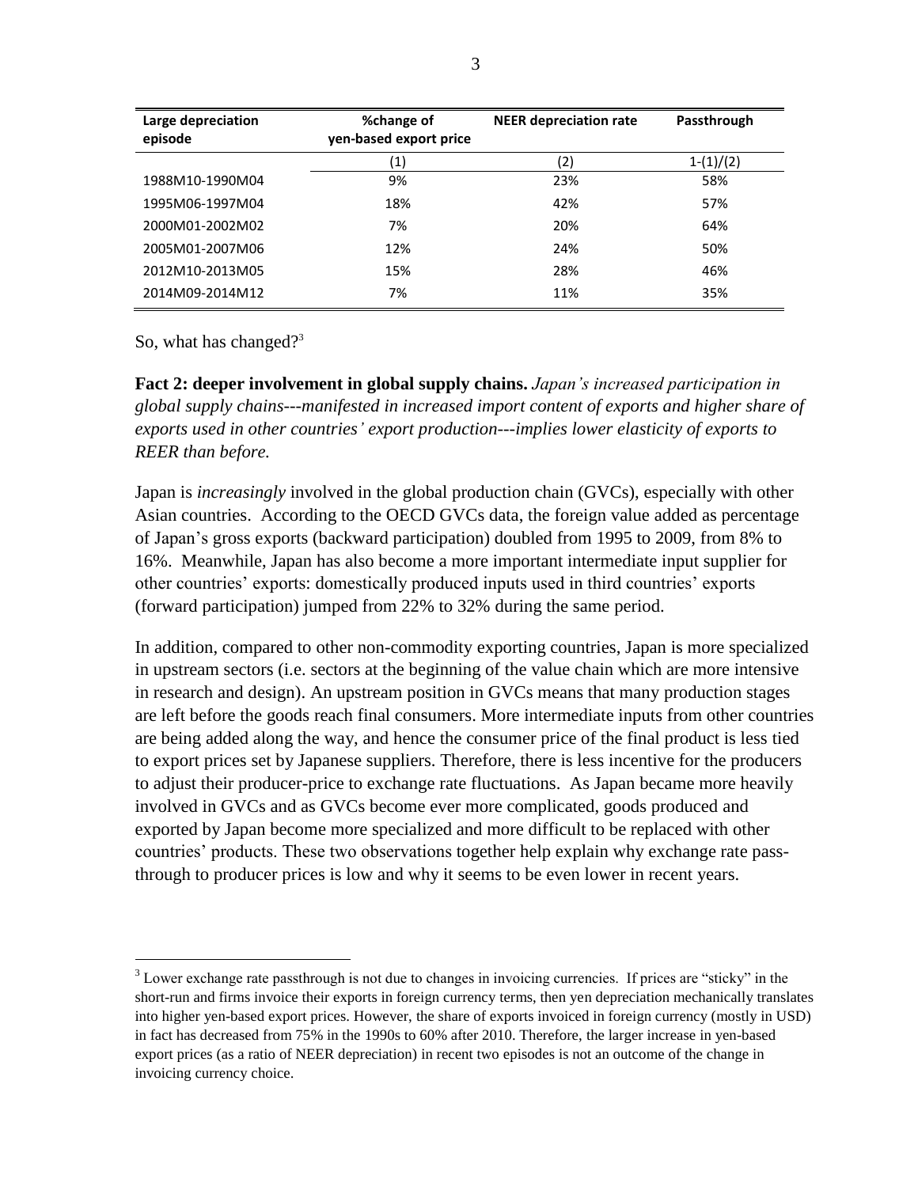| Large depreciation episode | %change of yen-based export price | NEER depreciation rate | Passthrough |
|---|---|---|---|
| | (1) | (2) | 1-(1)/(2) |
| 1988M10-1990M04 | 9% | 23% | 58% |
| 1995M06-1997M04 | 18% | 42% | 57% |
| 2000M01-2002M02 | 7% | 20% | 64% |
| 2005M01-2007M06 | 12% | 24% | 50% |
| 2012M10-2013M05 | 15% | 28% | 46% |
| 2014M09-2014M12 | 7% | 11% | 35% |

So, what has changed?[3]

**Fact 2: deeper involvement in global supply chains.** *Japan's increased participation in global supply chains---manifested in increased import content of exports and higher share of exports used in other countries' export production---implies lower elasticity of exports to REER than before.*

Japan is *increasingly* involved in the global production chain (GVCs), especially with other Asian countries. According to the OECD GVCs data, the foreign value added as percentage of Japan's gross exports (backward participation) doubled from 1995 to 2009, from 8% to 16%. Meanwhile, Japan has also become a more important intermediate input supplier for other countries' exports: domestically produced inputs used in third countries' exports (forward participation) jumped from 22% to 32% during the same period.

In addition, compared to other non-commodity exporting countries, Japan is more specialized in upstream sectors (i.e. sectors at the beginning of the value chain which are more intensive in research and design). An upstream position in GVCs means that many production stages are left before the goods reach final consumers. More intermediate inputs from other countries are being added along the way, and hence the consumer price of the final product is less tied to export prices set by Japanese suppliers. Therefore, there is less incentive for the producers to adjust their producer-price to exchange rate fluctuations. As Japan became more heavily involved in GVCs and as GVCs become ever more complicated, goods produced and exported by Japan become more specialized and more difficult to be replaced with other countries' products. These two observations together help explain why exchange rate pass-through to producer prices is low and why it seems to be even lower in recent years.

[3] Lower exchange rate passthrough is not due to changes in invoicing currencies. If prices are "sticky" in the short-run and firms invoice their exports in foreign currency terms, then yen depreciation mechanically translates into higher yen-based export prices. However, the share of exports invoiced in foreign currency (mostly in USD) in fact has decreased from 75% in the 1990s to 60% after 2010. Therefore, the larger increase in yen-based export prices (as a ratio of NEER depreciation) in recent two episodes is not an outcome of the change in invoicing currency choice.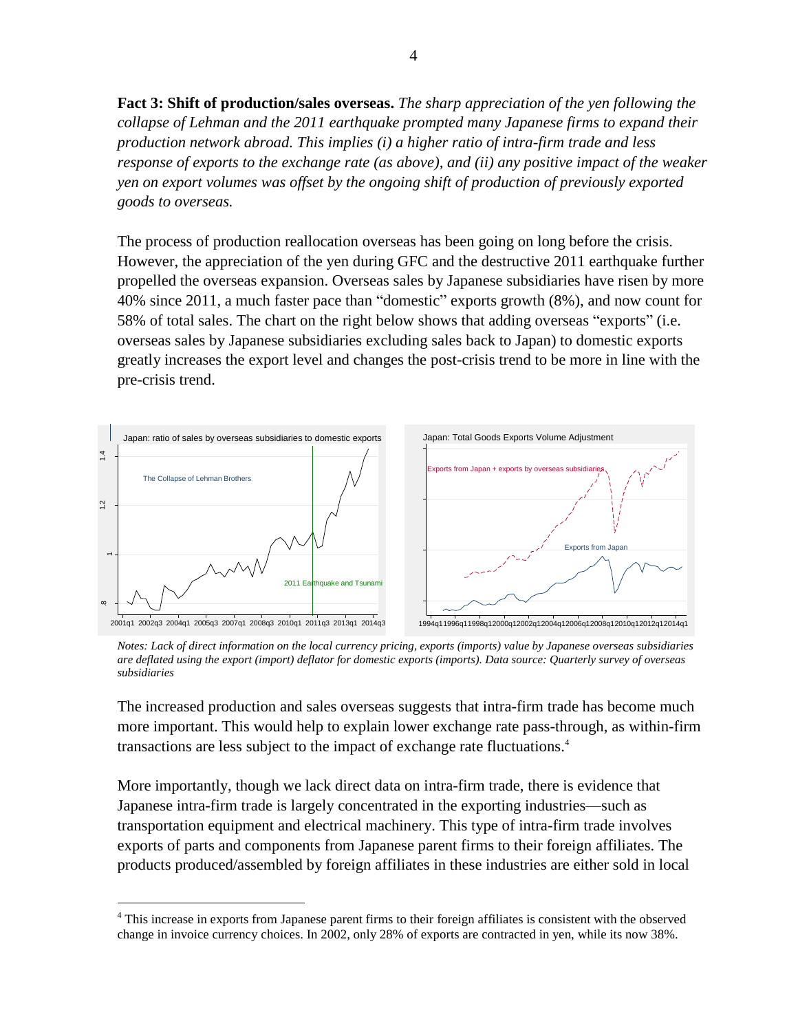**Fact 3: Shift of production/sales overseas.** *The sharp appreciation of the yen following the collapse of Lehman and the 2011 earthquake prompted many Japanese firms to expand their production network abroad. This implies (i) a higher ratio of intra-firm trade and less response of exports to the exchange rate (as above), and (ii) any positive impact of the weaker yen on export volumes was offset by the ongoing shift of production of previously exported goods to overseas.*

The process of production reallocation overseas has been going on long before the crisis. However, the appreciation of the yen during GFC and the destructive 2011 earthquake further propelled the overseas expansion. Overseas sales by Japanese subsidiaries have risen by more 40% since 2011, a much faster pace than "domestic" exports growth (8%), and now count for 58% of total sales. The chart on the right below shows that adding overseas "exports" (i.e. overseas sales by Japanese subsidiaries excluding sales back to Japan) to domestic exports greatly increases the export level and changes the post-crisis trend to be more in line with the pre-crisis trend.

*Notes: Lack of direct information on the local currency pricing, exports (imports) value by Japanese overseas subsidiaries are deflated using the export (import) deflator for domestic exports (imports). Data source: Quarterly survey of overseas subsidiaries*

The increased production and sales overseas suggests that intra-firm trade has become much more important. This would help to explain lower exchange rate pass-through, as within-firm transactions are less subject to the impact of exchange rate fluctuations.[4]

More importantly, though we lack direct data on intra-firm trade, there is evidence that Japanese intra-firm trade is largely concentrated in the exporting industries—such as transportation equipment and electrical machinery. This type of intra-firm trade involves exports of parts and components from Japanese parent firms to their foreign affiliates. The products produced/assembled by foreign affiliates in these industries are either sold in local

[4] This increase in exports from Japanese parent firms to their foreign affiliates is consistent with the observed change in invoice currency choices. In 2002, only 28% of exports are contracted in yen, while its now 38%.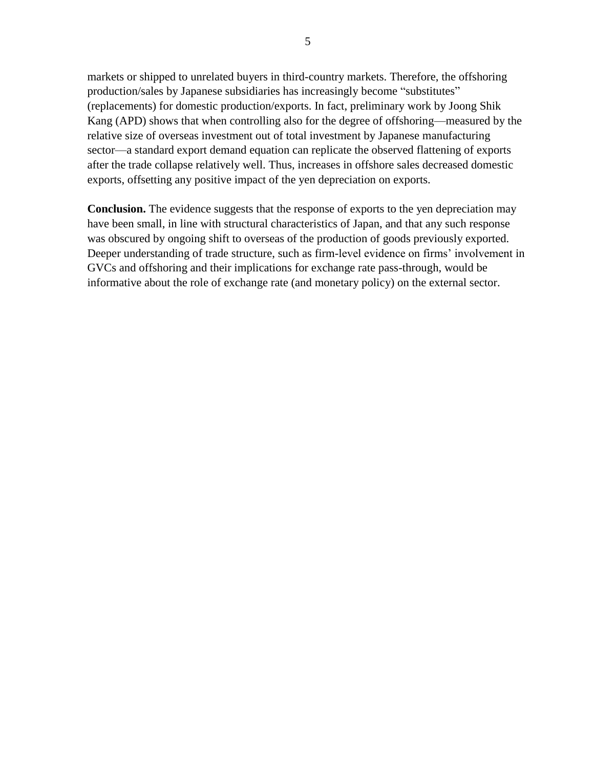markets or shipped to unrelated buyers in third-country markets. Therefore, the offshoring production/sales by Japanese subsidiaries has increasingly become "substitutes" (replacements) for domestic production/exports. In fact, preliminary work by Joong Shik Kang (APD) shows that when controlling also for the degree of offshoring—measured by the relative size of overseas investment out of total investment by Japanese manufacturing sector—a standard export demand equation can replicate the observed flattening of exports after the trade collapse relatively well. Thus, increases in offshore sales decreased domestic exports, offsetting any positive impact of the yen depreciation on exports.

**Conclusion.** The evidence suggests that the response of exports to the yen depreciation may have been small, in line with structural characteristics of Japan, and that any such response was obscured by ongoing shift to overseas of the production of goods previously exported. Deeper understanding of trade structure, such as firm-level evidence on firms' involvement in GVCs and offshoring and their implications for exchange rate pass-through, would be informative about the role of exchange rate (and monetary policy) on the external sector.